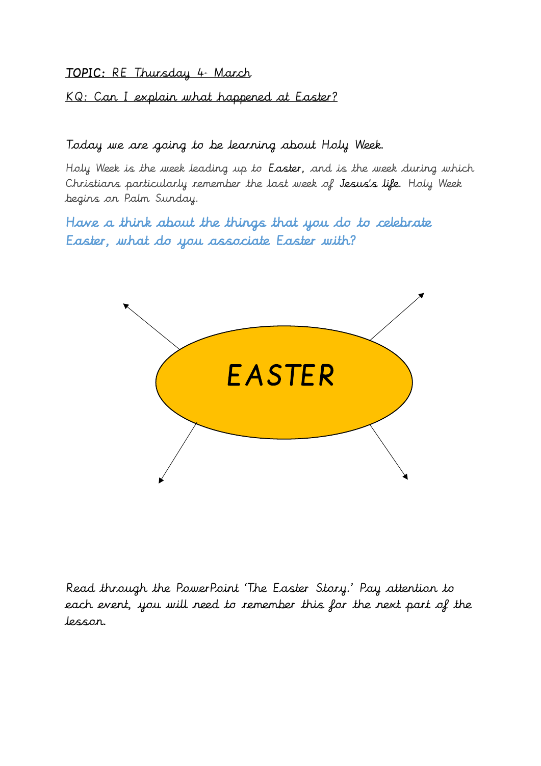**TOPIC:** RE Thursday 4th March

KQ: Can I explain what happened at Easter?

Today we are going to be learning about Holy Week.

Holy Week is the week leading up to **Easter**, and is the week during which Christians particularly remember the last week of **Jesus's life**. Holy Week begins on Palm Sunday.

Have a think about the things that you do to celebrate Easter, what do you associate Easter with?

EASTER

Read through the PowerPoint 'The Easter Story.' Pay attention to each event, you will need to remember this for the next part of the lesson.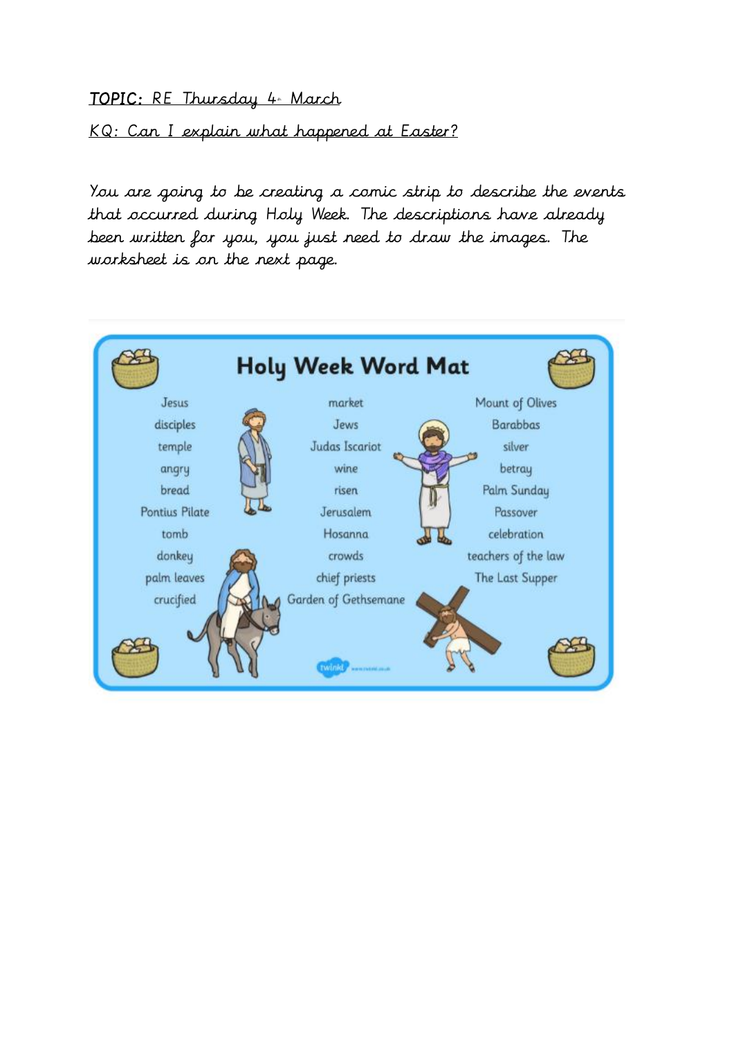**TOPIC:** RE Thursday 4th March

KQ: Can I explain what happened at Easter?

You are going to be creating a comic strip to describe the events that occurred during Holy Week. The descriptions have already been written for you, you just need to draw the images. The worksheet is on the next page.

## Holy Week Word Mat

| | | |
|---|---|---|
| Jesus | market | Mount of Olives |
| disciples | Jews | Barabbas |
| temple | Judas Iscariot | silver |
| angry | wine | betray |
| bread | risen | Palm Sunday |
| Pontius Pilate | Jerusalem | Passover |
| tomb | Hosanna | celebration |
| donkey | crowds | teachers of the law |
| palm leaves | chief priests | The Last Supper |
| crucified | Garden of Gethsemane | |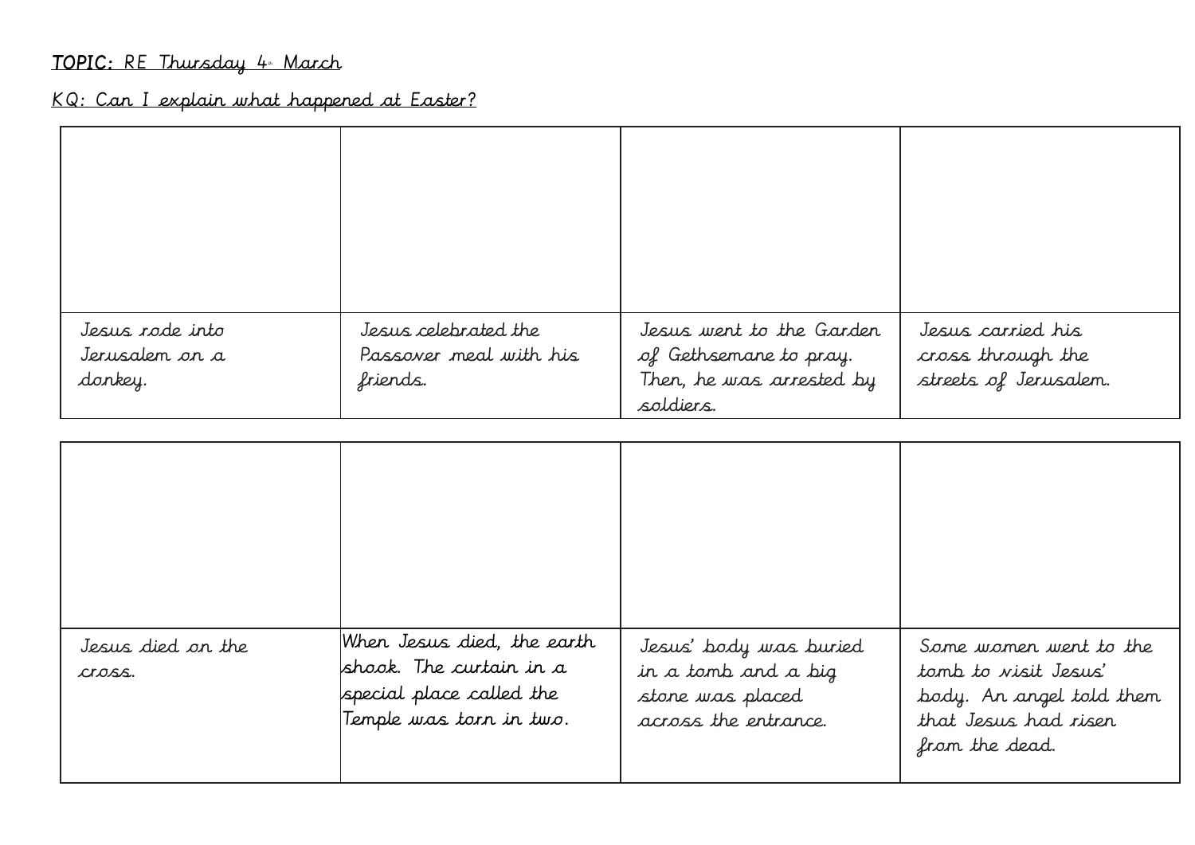**TOPIC:** RE Thursday 4th March

KQ: Can I explain what happened at Easter?

| | | | |
|---|---|---|---|
| | | | |
| Jesus rode into Jerusalem on a donkey. | Jesus celebrated the Passover meal with his friends. | Jesus went to the Garden of Gethsemane to pray. Then, he was arrested by soldiers. | Jesus carried his cross through the streets of Jerusalem. |

| | | | |
|---|---|---|---|
| | | | |
| Jesus died on the cross. | When Jesus died, the earth shook. The curtain in a special place called the Temple was torn in two. | Jesus' body was buried in a tomb and a big stone was placed across the entrance. | Some women went to the tomb to visit Jesus' body. An angel told them that Jesus had risen from the dead. |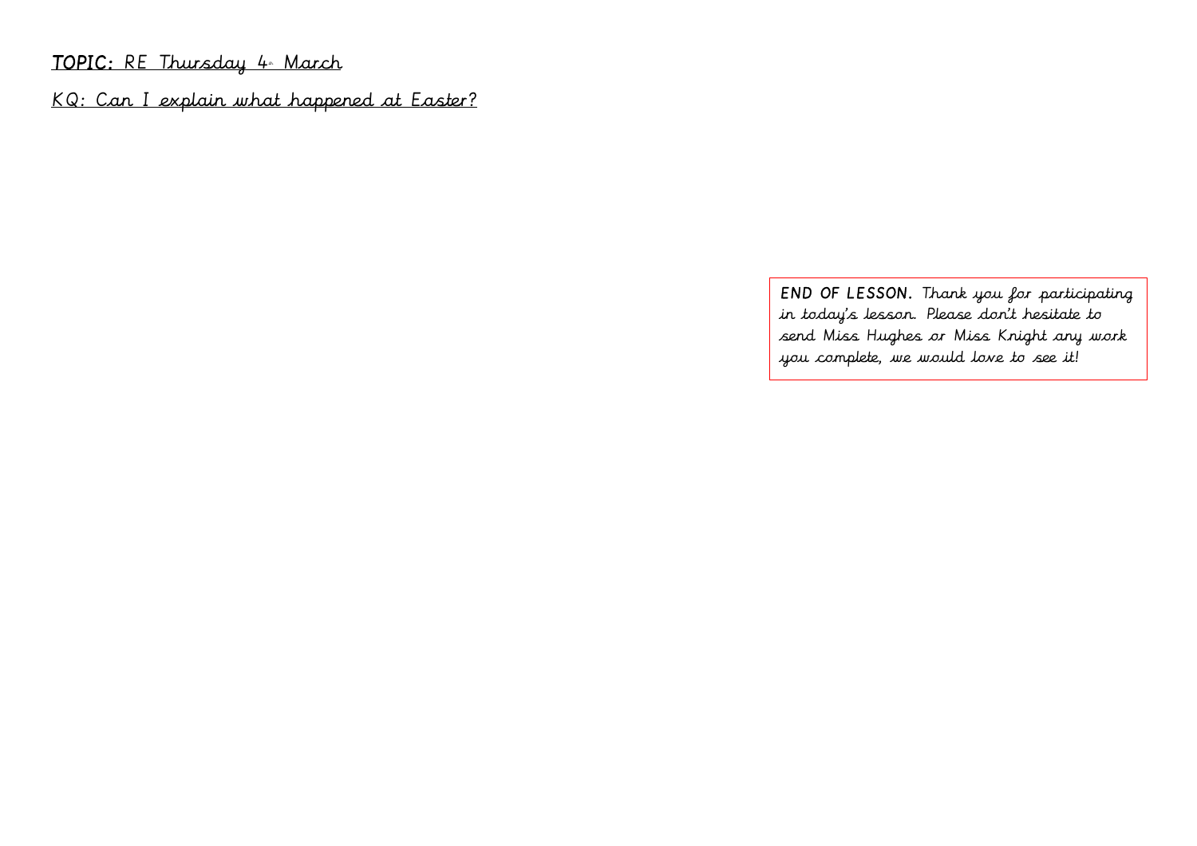**TOPIC:** RE Thursday 4th March

KQ: Can I explain what happened at Easter?

**END OF LESSON.** Thank you for participating in today's lesson. Please don't hesitate to send Miss Hughes or Miss Knight any work you complete, we would love to see it!